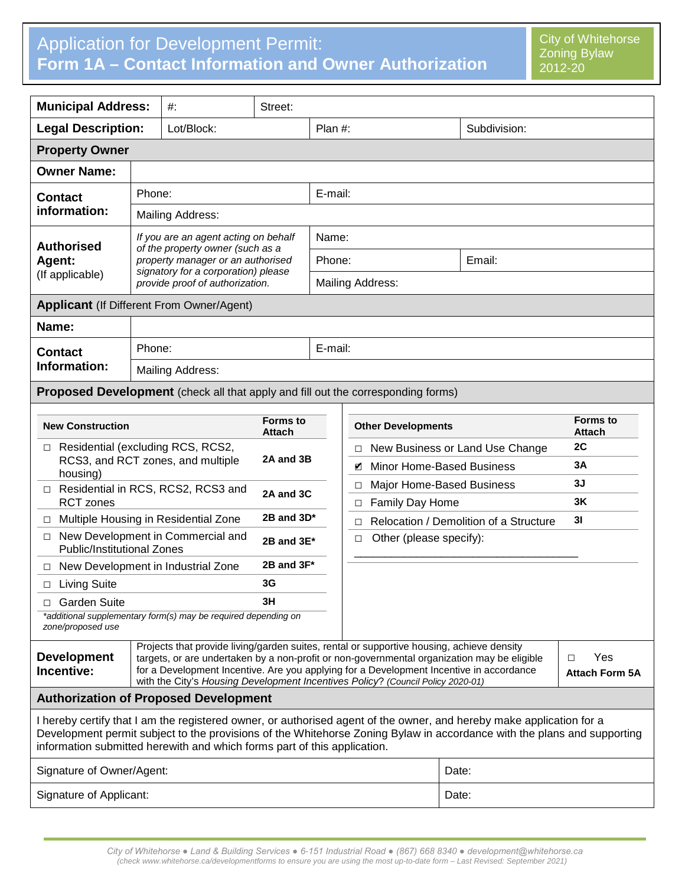# Application for Development Permit:
# Form 1A – Contact Information and Owner Authorization

City of Whitehorse Zoning Bylaw 2012-20

| **Municipal Address:** | #: | Street: | | |
|---|---|---|---|---|
| **Legal Description:** | Lot/Block: | | Plan #: | Subdivision: |

## Property Owner

| | | | |
|---|---|---|---|
| **Owner Name:** | | | |
| **Contact information:** | Phone: | E-mail: | |
| | Mailing Address: | | |
| **Authorised Agent:** (If applicable) | *If you are an agent acting on behalf of the property owner (such as a property manager or an authorised signatory for a corporation) please provide proof of authorization.* | Name: | |
| | | Phone: | Email: |
| | | Mailing Address: | |

## Applicant (If Different From Owner/Agent)

| | | |
|---|---|---|
| **Name:** | | |
| **Contact Information:** | Phone: | E-mail: |
| | Mailing Address: | |

## Proposed Development (check all that apply and fill out the corresponding forms)

| New Construction | Forms to Attach |
|---|---|
| ☐ Residential (excluding RCS, RCS2, RCS3, and RCT zones, and multiple housing) | 2A and 3B |
| ☐ Residential in RCS, RCS2, RCS3 and RCT zones | 2A and 3C |
| ☐ Multiple Housing in Residential Zone | 2B and 3D* |
| ☐ New Development in Commercial and Public/Institutional Zones | 2B and 3E* |
| ☐ New Development in Industrial Zone | 2B and 3F* |
| ☐ Living Suite | 3G |
| ☐ Garden Suite | 3H |

*\*additional supplementary form(s) may be required depending on zone/proposed use*

| Other Developments | Forms to Attach |
|---|---|
| ☐ New Business or Land Use Change | 2C |
| ☑ Minor Home-Based Business | 3A |
| ☐ Major Home-Based Business | 3J |
| ☐ Family Day Home | 3K |
| ☐ Relocation / Demolition of a Structure | 3I |
| ☐ Other (please specify): ____________________________________ | |

| **Development Incentive:** | Projects that provide living/garden suites, rental or supportive housing, achieve density targets, or are undertaken by a non-profit or non-governmental organization may be eligible for a Development Incentive. Are you applying for a Development Incentive in accordance with the City's *Housing Development Incentives Policy*? *(Council Policy 2020-01)* | ☐ Yes **Attach Form 5A** |
|---|---|---|

## Authorization of Proposed Development

I hereby certify that I am the registered owner, or authorised agent of the owner, and hereby make application for a Development permit subject to the provisions of the Whitehorse Zoning Bylaw in accordance with the plans and supporting information submitted herewith and which forms part of this application.

| | |
|---|---|
| Signature of Owner/Agent: | Date: |
| Signature of Applicant: | Date: |

*City of Whitehorse ● Land & Building Services ● 6-151 Industrial Road ● (867) 668 8340 ● development@whitehorse.ca*
*(check www.whitehorse.ca/developmentforms to ensure you are using the most up-to-date form – Last Revised: September 2021)*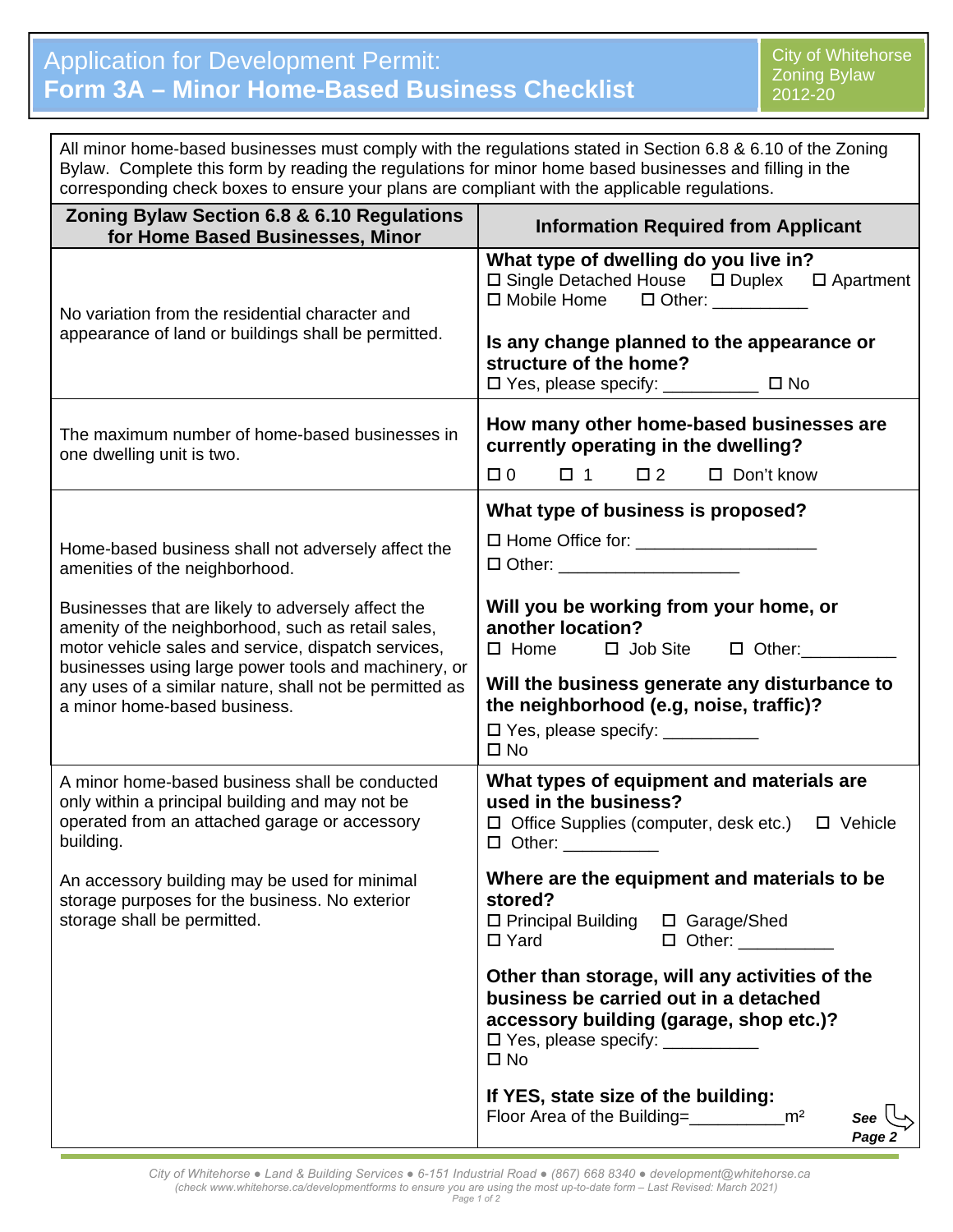# Application for Development Permit: Form 3A – Minor Home-Based Business Checklist

City of Whitehorse Zoning Bylaw 2012-20

All minor home-based businesses must comply with the regulations stated in Section 6.8 & 6.10 of the Zoning Bylaw. Complete this form by reading the regulations for minor home based businesses and filling in the corresponding check boxes to ensure your plans are compliant with the applicable regulations.

| Zoning Bylaw Section 6.8 & 6.10 Regulations for Home Based Businesses, Minor | Information Required from Applicant |
|---|---|
| No variation from the residential character and appearance of land or buildings shall be permitted. | **What type of dwelling do you live in?**<br>☐ Single Detached House ☐ Duplex ☐ Apartment<br>☐ Mobile Home ☐ Other: __________<br><br>**Is any change planned to the appearance or structure of the home?**<br>☐ Yes, please specify: __________ ☐ No |
| The maximum number of home-based businesses in one dwelling unit is two. | **How many other home-based businesses are currently operating in the dwelling?**<br>☐ 0 ☐ 1 ☐ 2 ☐ Don't know |
| Home-based business shall not adversely affect the amenities of the neighborhood.<br><br>Businesses that are likely to adversely affect the amenity of the neighborhood, such as retail sales, motor vehicle sales and service, dispatch services, businesses using large power tools and machinery, or any uses of a similar nature, shall not be permitted as a minor home-based business. | **What type of business is proposed?**<br>☐ Home Office for: ___________________<br>☐ Other: ___________________<br><br>**Will you be working from your home, or another location?**<br>☐ Home ☐ Job Site ☐ Other:__________<br><br>**Will the business generate any disturbance to the neighborhood (e.g, noise, traffic)?**<br>☐ Yes, please specify: __________<br>☐ No |
| A minor home-based business shall be conducted only within a principal building and may not be operated from an attached garage or accessory building.<br><br>An accessory building may be used for minimal storage purposes for the business. No exterior storage shall be permitted. | **What types of equipment and materials are used in the business?**<br>☐ Office Supplies (computer, desk etc.) ☐ Vehicle<br>☐ Other: __________<br><br>**Where are the equipment and materials to be stored?**<br>☐ Principal Building ☐ Garage/Shed<br>☐ Yard ☐ Other: __________<br><br>**Other than storage, will any activities of the business be carried out in a detached accessory building (garage, shop etc.)?**<br>☐ Yes, please specify: __________<br>☐ No<br><br>**If YES, state size of the building:**<br>Floor Area of the Building=__________m²<br><br>***See Page 2*** |

*City of Whitehorse ● Land & Building Services ● 6-151 Industrial Road ● (867) 668 8340 ● development@whitehorse.ca*
*(check www.whitehorse.ca/developmentforms to ensure you are using the most up-to-date form – Last Revised: March 2021)*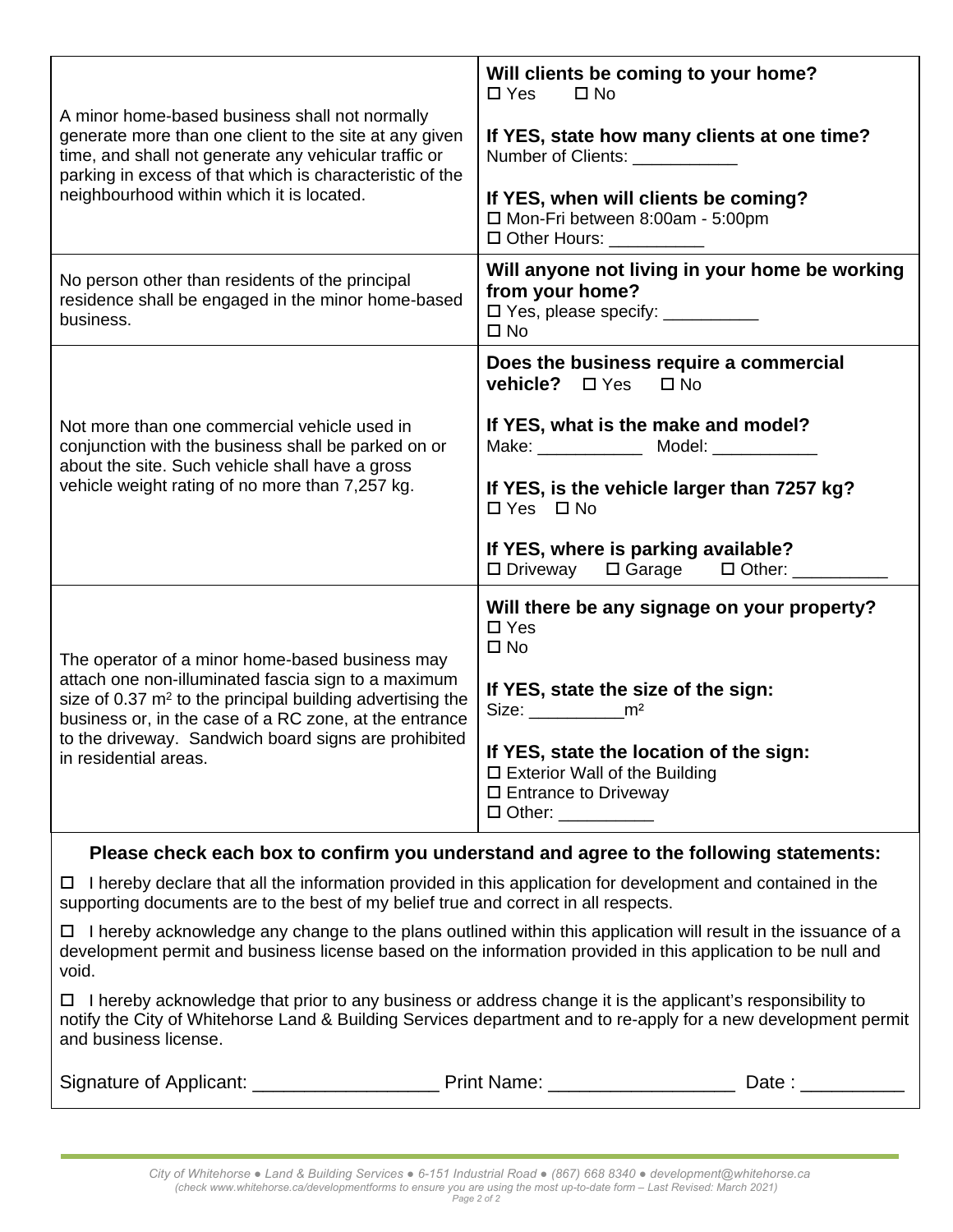| | |
|---|---|
| A minor home-based business shall not normally generate more than one client to the site at any given time, and shall not generate any vehicular traffic or parking in excess of that which is characteristic of the neighbourhood within which it is located. | **Will clients be coming to your home?**<br>☐ Yes ☐ No<br><br>**If YES, state how many clients at one time?**<br>Number of Clients: ___________<br><br>**If YES, when will clients be coming?**<br>☐ Mon-Fri between 8:00am - 5:00pm<br>☐ Other Hours: __________ |
| No person other than residents of the principal residence shall be engaged in the minor home-based business. | **Will anyone not living in your home be working from your home?**<br>☐ Yes, please specify: __________<br>☐ No |
| Not more than one commercial vehicle used in conjunction with the business shall be parked on or about the site. Such vehicle shall have a gross vehicle weight rating of no more than 7,257 kg. | **Does the business require a commercial vehicle?** ☐ Yes ☐ No<br><br>**If YES, what is the make and model?**<br>Make: ___________ Model: ___________<br><br>**If YES, is the vehicle larger than 7257 kg?**<br>☐ Yes ☐ No<br><br>**If YES, where is parking available?**<br>☐ Driveway ☐ Garage ☐ Other: __________ |
| The operator of a minor home-based business may attach one non-illuminated fascia sign to a maximum size of 0.37 $m^2$ to the principal building advertising the business or, in the case of a RC zone, at the entrance to the driveway. Sandwich board signs are prohibited in residential areas. | **Will there be any signage on your property?**<br>☐ Yes<br>☐ No<br><br>**If YES, state the size of the sign:**<br>Size: __________$m^2$<br><br>**If YES, state the location of the sign:**<br>☐ Exterior Wall of the Building<br>☐ Entrance to Driveway<br>☐ Other: __________ |

**Please check each box to confirm you understand and agree to the following statements:**

☐ I hereby declare that all the information provided in this application for development and contained in the supporting documents are to the best of my belief true and correct in all respects.

☐ I hereby acknowledge any change to the plans outlined within this application will result in the issuance of a development permit and business license based on the information provided in this application to be null and void.

☐ I hereby acknowledge that prior to any business or address change it is the applicant's responsibility to notify the City of Whitehorse Land & Building Services department and to re-apply for a new development permit and business license.

Signature of Applicant: _________________ Print Name: _________________ Date : __________

*City of Whitehorse ● Land & Building Services ● 6-151 Industrial Road ● (867) 668 8340 ● development@whitehorse.ca*
*(check www.whitehorse.ca/developmentforms to ensure you are using the most up-to-date form – Last Revised: March 2021)*